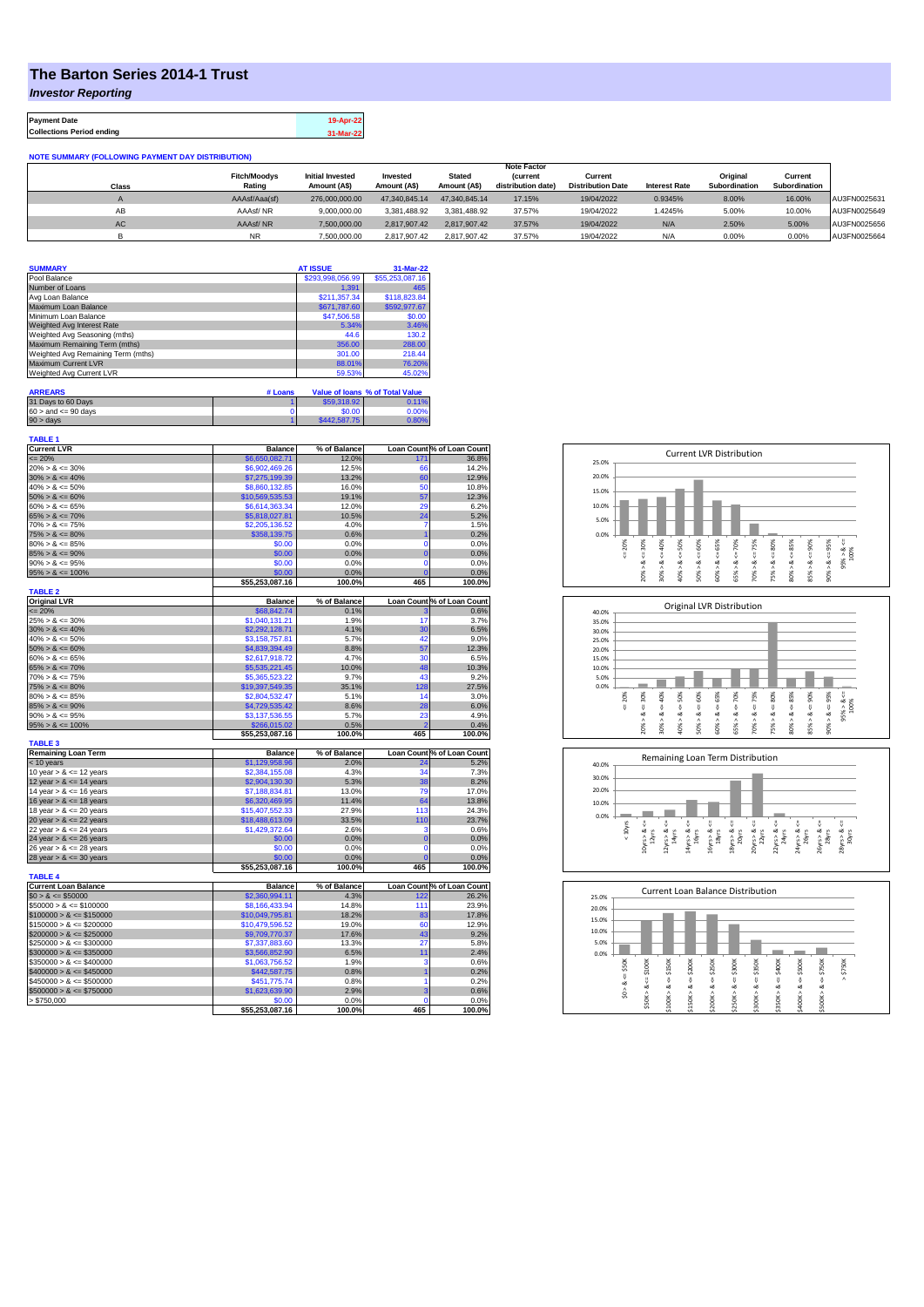# The Barton Series 2014-1 Trust

## *Investor Reporting*

| | |
|---|---|
| **Payment Date** | 19-Apr-22 |
| **Collections Period ending** | 31-Mar-22 |

**NOTE SUMMARY (FOLLOWING PAYMENT DAY DISTRIBUTION)**

| Class | Fitch/Moodys Rating | Initial Invested Amount (A$) | Invested Amount (A$) | Stated Amount (A$) | Note Factor (current distribution date) | Current Distribution Date | Interest Rate | Original Subordination | Current Subordination | |
|---|---|---|---|---|---|---|---|---|---|---|
| A | AAAsf/Aaa(sf) | 276,000,000.00 | 47,340,845.14 | 47,340,845.14 | 17.15% | 19/04/2022 | 0.9345% | 8.00% | 16.00% | AU3FN0025631 |
| AB | AAAsf/ NR | 9,000,000.00 | 3,381,488.92 | 3,381,488.92 | 37.57% | 19/04/2022 | 1.4245% | 5.00% | 10.00% | AU3FN0025649 |
| AC | AAAsf/ NR | 7,500,000.00 | 2,817,907.42 | 2,817,907.42 | 37.57% | 19/04/2022 | N/A | 2.50% | 5.00% | AU3FN0025656 |
| B | NR | 7,500,000.00 | 2,817,907.42 | 2,817,907.42 | 37.57% | 19/04/2022 | N/A | 0.00% | 0.00% | AU3FN0025664 |

| SUMMARY | AT ISSUE | 31-Mar-22 |
|---|---|---|
| Pool Balance | $293,998,056.99 | $55,253,087.16 |
| Number of Loans | 1,391 | 465 |
| Avg Loan Balance | $211,357.34 | $118,823.84 |
| Maximum Loan Balance | $671,787.60 | $592,977.67 |
| Minimum Loan Balance | $47,506.58 | $0.00 |
| Weighted Avg Interest Rate | 5.34% | 3.46% |
| Weighted Avg Seasoning (mths) | 44.6 | 130.2 |
| Maximum Remaining Term (mths) | 356.00 | 288.00 |
| Weighted Avg Remaining Term (mths) | 301.00 | 218.44 |
| Maximum Current LVR | 88.01% | 76.20% |
| Weighted Avg Current LVR | 59.53% | 45.02% |

| ARREARS | # Loans | Value of loans | % of Total Value |
|---|---|---|---|
| 31 Days to 60 Days | 1 | $59,318.92 | 0.11% |
| 60 > and <= 90 days | 0 | $0.00 | 0.00% |
| 90 > days | 1 | $442,587.75 | 0.80% |

**TABLE 1**

| Current LVR | Balance | % of Balance | Loan Count | % of Loan Count |
|---|---|---|---|---|
| <= 20% | $6,650,082.71 | 12.0% | 171 | 36.8% |
| 20% > & <= 30% | $6,902,469.26 | 12.5% | 66 | 14.2% |
| 30% > & <= 40% | $7,275,199.39 | 13.2% | 60 | 12.9% |
| 40% > & <= 50% | $8,860,132.85 | 16.0% | 50 | 10.8% |
| 50% > & <= 60% | $10,569,535.53 | 19.1% | 57 | 12.3% |
| 60% > & <= 65% | $6,614,363.34 | 12.0% | 29 | 6.2% |
| 65% > & <= 70% | $5,818,027.81 | 10.5% | 24 | 5.2% |
| 70% > & <= 75% | $2,205,136.52 | 4.0% | 7 | 1.5% |
| 75% > & <= 80% | $358,139.75 | 0.6% | 1 | 0.2% |
| 80% > & <= 85% | $0.00 | 0.0% | 0 | 0.0% |
| 85% > & <= 90% | $0.00 | 0.0% | 0 | 0.0% |
| 90% > & <= 95% | $0.00 | 0.0% | 0 | 0.0% |
| 95% > & <= 100% | $0.00 | 0.0% | 0 | 0.0% |
| | $55,253,087.16 | 100.0% | 465 | 100.0% |

**TABLE 2**

| Original LVR | Balance | % of Balance | Loan Count | % of Loan Count |
|---|---|---|---|---|
| <= 20% | $68,842.74 | 0.1% | 3 | 0.6% |
| 25% > & <= 30% | $1,040,131.21 | 1.9% | 17 | 3.7% |
| 30% > & <= 40% | $2,292,128.71 | 4.1% | 30 | 6.5% |
| 40% > & <= 50% | $3,158,757.81 | 5.7% | 42 | 9.0% |
| 50% > & <= 60% | $4,839,394.49 | 8.8% | 57 | 12.3% |
| 60% > & <= 65% | $2,617,918.72 | 4.7% | 30 | 6.5% |
| 65% > & <= 70% | $5,535,221.45 | 10.0% | 48 | 10.3% |
| 70% > & <= 75% | $5,365,523.22 | 9.7% | 43 | 9.2% |
| 75% > & <= 80% | $19,397,549.35 | 35.1% | 128 | 27.5% |
| 80% > & <= 85% | $2,804,532.47 | 5.1% | 14 | 3.0% |
| 85% > & <= 90% | $4,729,535.42 | 8.6% | 28 | 6.0% |
| 90% > & <= 95% | $3,137,536.55 | 5.7% | 23 | 4.9% |
| 95% > & <= 100% | $266,015.02 | 0.5% | 2 | 0.4% |
| | $55,253,087.16 | 100.0% | 465 | 100.0% |

**TABLE 3**

| Remaining Loan Term | Balance | % of Balance | Loan Count | % of Loan Count |
|---|---|---|---|---|
| < 10 years | $1,129,958.96 | 2.0% | 24 | 5.2% |
| 10 year > & <= 12 years | $2,384,155.08 | 4.3% | 34 | 7.3% |
| 12 year > & <= 14 years | $2,904,130.30 | 5.3% | 38 | 8.2% |
| 14 year > & <= 16 years | $7,188,834.81 | 13.0% | 79 | 17.0% |
| 16 year > & <= 18 years | $6,320,469.95 | 11.4% | 64 | 13.8% |
| 18 year > & <= 20 years | $15,407,552.33 | 27.9% | 113 | 24.3% |
| 20 year > & <= 22 years | $18,488,613.09 | 33.5% | 110 | 23.7% |
| 22 year > & <= 24 years | $1,429,372.64 | 2.6% | 3 | 0.6% |
| 24 year > & <= 26 years | $0.00 | 0.0% | 0 | 0.0% |
| 26 year > & <= 28 years | $0.00 | 0.0% | 0 | 0.0% |
| 28 year > & <= 30 years | $0.00 | 0.0% | 0 | 0.0% |
| | $55,253,087.16 | 100.0% | 465 | 100.0% |

**TABLE 4**

| Current Loan Balance | Balance | % of Balance | Loan Count | % of Loan Count |
|---|---|---|---|---|
| $0 > & <= $50000 | $2,360,994.11 | 4.3% | 122 | 26.2% |
| $50000 > & <= $100000 | $8,166,433.94 | 14.8% | 111 | 23.9% |
| $100000 > & <= $150000 | $10,049,795.81 | 18.2% | 83 | 17.8% |
| $150000 > & <= $200000 | $10,479,596.52 | 19.0% | 60 | 12.9% |
| $200000 > & <= $250000 | $9,709,770.37 | 17.6% | 43 | 9.2% |
| $250000 > & <= $300000 | $7,337,883.60 | 13.3% | 27 | 5.8% |
| $300000 > & <= $350000 | $3,566,852.90 | 6.5% | 11 | 2.4% |
| $350000 > & <= $400000 | $1,063,756.52 | 1.9% | 3 | 0.6% |
| $400000 > & <= $450000 | $442,587.75 | 0.8% | 1 | 0.2% |
| $450000 > & <= $500000 | $451,775.74 | 0.8% | 1 | 0.2% |
| $500000 > & <= $750000 | $1,623,639.90 | 2.9% | 3 | 0.6% |
| > $750,000 | $0.00 | 0.0% | 0 | 0.0% |
| | $55,253,087.16 | 100.0% | 465 | 100.0% |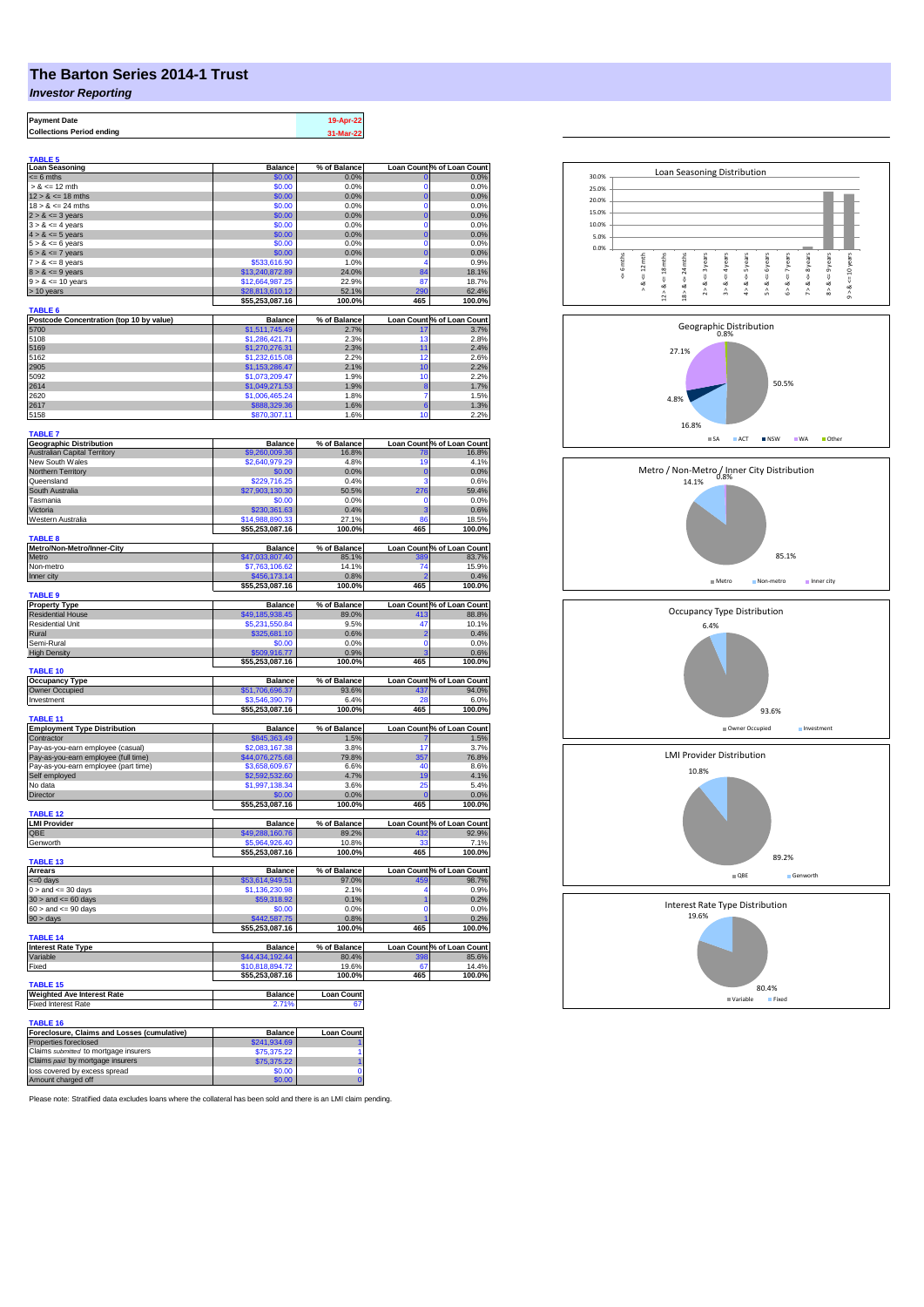# The Barton Series 2014-1 Trust

*Investor Reporting*

| | |
|---|---|
| **Payment Date** | 19-Apr-22 |
| **Collections Period ending** | 31-Mar-22 |

**TABLE 5**

| Loan Seasoning | Balance | % of Balance | Loan Count | % of Loan Count |
|---|---|---|---|---|
| <= 6 mths | $0.00 | 0.0% | 0 | 0.0% |
| > & <= 12 mth | $0.00 | 0.0% | 0 | 0.0% |
| 12 > & <= 18 mths | $0.00 | 0.0% | 0 | 0.0% |
| 18 > & <= 24 mths | $0.00 | 0.0% | 0 | 0.0% |
| 2 > & <= 3 years | $0.00 | 0.0% | 0 | 0.0% |
| 3 > & <= 4 years | $0.00 | 0.0% | 0 | 0.0% |
| 4 > & <= 5 years | $0.00 | 0.0% | 0 | 0.0% |
| 5 > & <= 6 years | $0.00 | 0.0% | 0 | 0.0% |
| 6 > & <= 7 years | $0.00 | 0.0% | 0 | 0.0% |
| 7 > & <= 8 years | $533,616.90 | 1.0% | 4 | 0.9% |
| 8 > & <= 9 years | $13,240,872.89 | 24.0% | 84 | 18.1% |
| 9 > & <= 10 years | $12,664,987.25 | 22.9% | 87 | 18.7% |
| > 10 years | $28,813,610.12 | 52.1% | 290 | 62.4% |
| | $55,253,087.16 | 100.0% | 465 | 100.0% |

**TABLE 6**

| Postcode Concentration (top 10 by value) | Balance | % of Balance | Loan Count | % of Loan Count |
|---|---|---|---|---|
| 5700 | $1,511,745.49 | 2.7% | 17 | 3.7% |
| 5108 | $1,286,421.71 | 2.3% | 13 | 2.8% |
| 5169 | $1,270,276.31 | 2.3% | 11 | 2.4% |
| 5162 | $1,232,615.08 | 2.2% | 12 | 2.6% |
| 2905 | $1,153,286.47 | 2.1% | 10 | 2.2% |
| 5092 | $1,073,209.47 | 1.9% | 10 | 2.2% |
| 2614 | $1,049,271.53 | 1.9% | 8 | 1.7% |
| 2620 | $1,006,465.24 | 1.8% | 7 | 1.5% |
| 2617 | $888,329.36 | 1.6% | 6 | 1.3% |
| 5158 | $870,307.11 | 1.6% | 10 | 2.2% |

**TABLE 7**

| Geographic Distribution | Balance | % of Balance | Loan Count | % of Loan Count |
|---|---|---|---|---|
| Australian Capital Territory | $9,260,009.36 | 16.8% | 78 | 16.8% |
| New South Wales | $2,640,979.29 | 4.8% | 19 | 4.1% |
| Northern Territory | $0.00 | 0.0% | 0 | 0.0% |
| Queensland | $229,716.25 | 0.4% | 3 | 0.6% |
| South Australia | $27,903,130.30 | 50.5% | 276 | 59.4% |
| Tasmania | $0.00 | 0.0% | 0 | 0.0% |
| Victoria | $230,361.63 | 0.4% | 3 | 0.6% |
| Western Australia | $14,988,890.33 | 27.1% | 86 | 18.5% |
| | $55,253,087.16 | 100.0% | 465 | 100.0% |

**TABLE 8**

| Metro/Non-Metro/Inner-City | Balance | % of Balance | Loan Count | % of Loan Count |
|---|---|---|---|---|
| Metro | $47,033,807.40 | 85.1% | 389 | 83.7% |
| Non-metro | $7,763,106.62 | 14.1% | 74 | 15.9% |
| Inner city | $456,173.14 | 0.8% | 2 | 0.4% |
| | $55,253,087.16 | 100.0% | 465 | 100.0% |

**TABLE 9**

| Property Type | Balance | % of Balance | Loan Count | % of Loan Count |
|---|---|---|---|---|
| Residential House | $49,185,938.45 | 89.0% | 413 | 88.8% |
| Residential Unit | $5,231,550.84 | 9.5% | 47 | 10.1% |
| Rural | $325,681.10 | 0.6% | 2 | 0.4% |
| Semi-Rural | $0.00 | 0.0% | 0 | 0.0% |
| High Density | $509,916.77 | 0.9% | 3 | 0.6% |
| | $55,253,087.16 | 100.0% | 465 | 100.0% |

**TABLE 10**

| Occupancy Type | Balance | % of Balance | Loan Count | % of Loan Count |
|---|---|---|---|---|
| Owner Occupied | $51,706,696.37 | 93.6% | 437 | 94.0% |
| Investment | $3,546,390.79 | 6.4% | 28 | 6.0% |
| | $55,253,087.16 | 100.0% | 465 | 100.0% |

**TABLE 11**

| Employment Type Distribution | Balance | % of Balance | Loan Count | % of Loan Count |
|---|---|---|---|---|
| Contractor | $845,363.49 | 1.5% | 7 | 1.5% |
| Pay-as-you-earn employee (casual) | $2,083,167.38 | 3.8% | 17 | 3.7% |
| Pay-as-you-earn employee (full time) | $44,076,275.68 | 79.8% | 357 | 76.8% |
| Pay-as-you-earn employee (part time) | $3,658,609.67 | 6.6% | 40 | 8.6% |
| Self employed | $2,592,532.60 | 4.7% | 19 | 4.1% |
| No data | $1,997,138.34 | 3.6% | 25 | 5.4% |
| Director | $0.00 | 0.0% | 0 | 0.0% |
| | $55,253,087.16 | 100.0% | 465 | 100.0% |

**TABLE 12**

| LMI Provider | Balance | % of Balance | Loan Count | % of Loan Count |
|---|---|---|---|---|
| QBE | $49,288,160.76 | 89.2% | 432 | 92.9% |
| Genworth | $5,964,926.40 | 10.8% | 33 | 7.1% |
| | $55,253,087.16 | 100.0% | 465 | 100.0% |

**TABLE 13**

| Arrears | Balance | % of Balance | Loan Count | % of Loan Count |
|---|---|---|---|---|
| <=0 days | $53,614,949.51 | 97.0% | 459 | 98.7% |
| 0 > and <= 30 days | $1,136,230.98 | 2.1% | 4 | 0.9% |
| 30 > and <= 60 days | $59,318.92 | 0.1% | 1 | 0.2% |
| 60 > and <= 90 days | $0.00 | 0.0% | 0 | 0.0% |
| 90 > days | $442,587.75 | 0.8% | 1 | 0.2% |
| | $55,253,087.16 | 100.0% | 465 | 100.0% |

**TABLE 14**

| Interest Rate Type | Balance | % of Balance | Loan Count | % of Loan Count |
|---|---|---|---|---|
| Variable | $44,434,192.44 | 80.4% | 398 | 85.6% |
| Fixed | $10,818,894.72 | 19.6% | 67 | 14.4% |
| | $55,253,087.16 | 100.0% | 465 | 100.0% |

**TABLE 15**

| Weighted Ave Interest Rate | Balance | Loan Count |
|---|---|---|
| Fixed Interest Rate | 2.71% | 67 |

**TABLE 16**

| Foreclosure, Claims and Losses (cumulative) | Balance | Loan Count |
|---|---|---|
| Properties foreclosed | $241,934.69 | 1 |
| Claims *submitted* to mortgage insurers | $75,375.22 | 1 |
| Claims *paid* by mortgage insurers | $75,375.22 | 1 |
| loss covered by excess spread | $0.00 | 0 |
| Amount charged off | $0.00 | 0 |

Please note: Stratified data excludes loans where the collateral has been sold and there is an LMI claim pending.

Loan Seasoning Distribution
30.0%
25.0%
20.0%
15.0%
10.0%
5.0%
0.0%
<= 6 mths
> & <= 12 mth
12 > & <= 18 mths
18 > & <= 24 mths
2 > & <= 3 years
3 > & <= 4 years
4 > & <= 5 years
5 > & <= 6 years
6 > & <= 7 years
7 > & <= 8 years
8 > & <= 9 years
9 > & <= 10 years

Geographic Distribution
0.8%
27.1%
50.5%
4.8%
16.8%
SA ACT NSW WA Other

Metro / Non-Metro / Inner City Distribution
0.8%
14.1%
85.1%
Metro Non-metro Inner city

Occupancy Type Distribution
6.4%
93.6%
Owner Occupied Investment

LMI Provider Distribution
10.8%
89.2%
QBE Genworth

Interest Rate Type Distribution
19.6%
80.4%
Variable Fixed